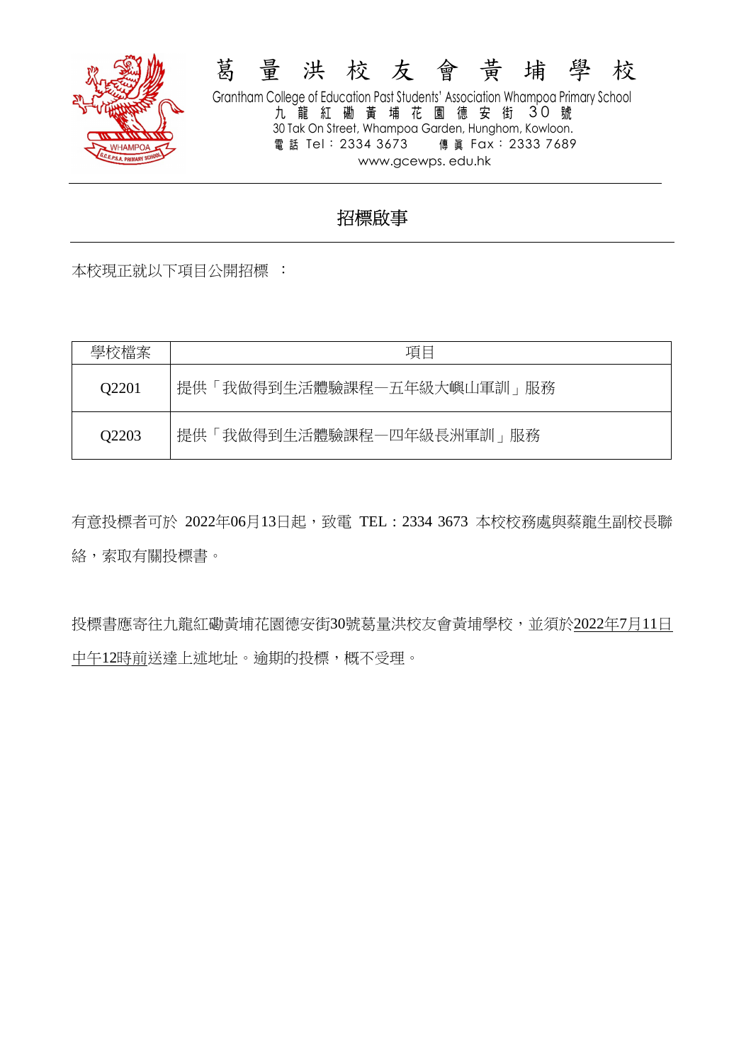# 葛量洪校友會黃埔學校

Grantham College of Education Past Students' Association Whampoa Primary School

九龍紅磡黃埔花園德安街 30 號

30 Tak On Street, Whampoa Garden, Hunghom, Kowloon.

電話 Tel：2334 3673　　傳真 Fax：2333 7689

www.gcewps. edu.hk

---

## 招標啟事

本校現正就以下項目公開招標 ：

| 學校檔案 | 項目 |
|---|---|
| Q2201 | 提供「我做得到生活體驗課程—五年級大嶼山軍訓」服務 |
| Q2203 | 提供「我做得到生活體驗課程—四年級長洲軍訓」服務 |

有意投標者可於 2022年06月13日起，致電 TEL：2334 3673 本校校務處與蔡龍生副校長聯絡，索取有關投標書。

投標書應寄往九龍紅磡黃埔花園德安街30號葛量洪校友會黃埔學校，並須於2022年7月11日中午12時前送達上述地址。逾期的投標，概不受理。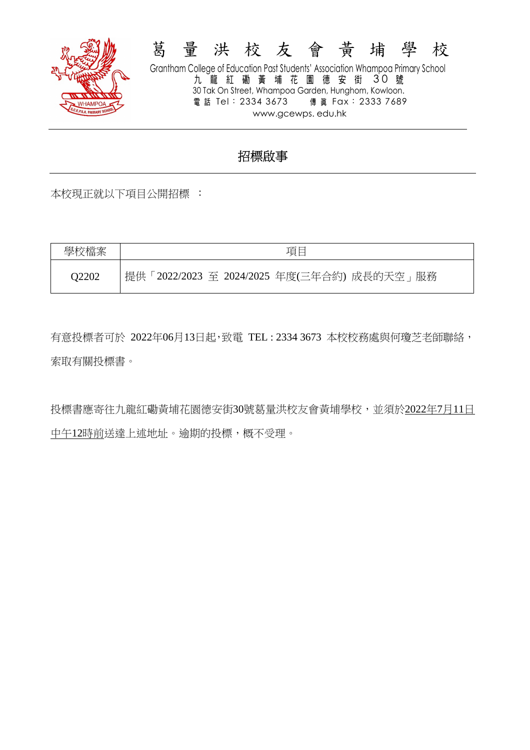# 葛 量 洪 校 友 會 黃 埔 學 校

Grantham College of Education Past Students' Association Whampoa Primary School

九 龍 紅 磡 黃 埔 花 園 德 安 街 30 號

30 Tak On Street, Whampoa Garden, Hunghom, Kowloon.

電 話 Tel：2334 3673　　傳 真 Fax：2333 7689

www.gcewps. edu.hk

## 招標啟事

本校現正就以下項目公開招標 ：

| 學校檔案 | 項目 |
|---|---|
| Q2202 | 提供「2022/2023 至 2024/2025 年度(三年合約) 成長的天空」服務 |

有意投標者可於 2022年06月13日起,致電 TEL : 2334 3673 本校校務處與何瓊芝老師聯絡，索取有關投標書。

投標書應寄往九龍紅磡黃埔花園德安街30號葛量洪校友會黃埔學校，並須於2022年7月11日中午12時前送達上述地址。逾期的投標，概不受理。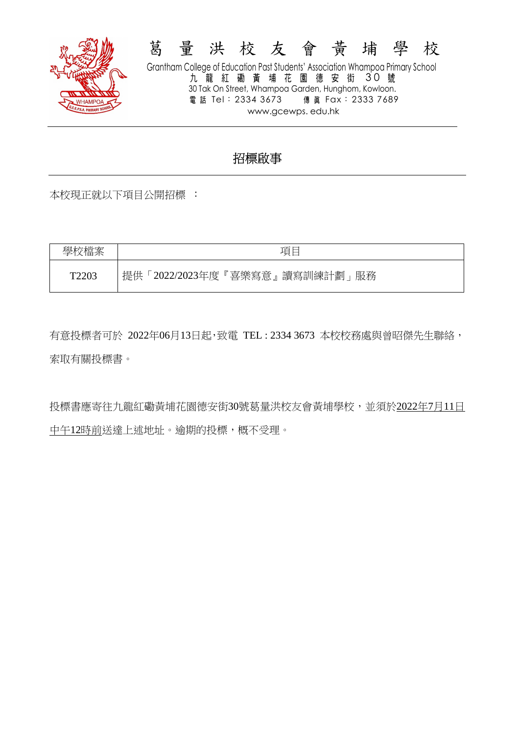# 葛 量 洪 校 友 會 黃 埔 學 校

Grantham College of Education Past Students' Association Whampoa Primary School

九 龍 紅 磡 黃 埔 花 園 德 安 街 30 號

30 Tak On Street, Whampoa Garden, Hunghom, Kowloon.

電 話 Tel：2334 3673　　傳 真 Fax：2333 7689

www.gcewps. edu.hk

---

## 招標啟事

---

本校現正就以下項目公開招標 ：

| 學校檔案 | 項目 |
|---|---|
| T2203 | 提供「2022/2023年度『喜樂寫意』讀寫訓練計劃」服務 |

有意投標者可於 2022年06月13日起,致電 TEL : 2334 3673 本校校務處與曾昭傑先生聯絡，索取有關投標書。

投標書應寄往九龍紅磡黃埔花園德安街30號葛量洪校友會黃埔學校，並須於<u>2022年7月11日中午12時前</u>送達上述地址。逾期的投標，概不受理。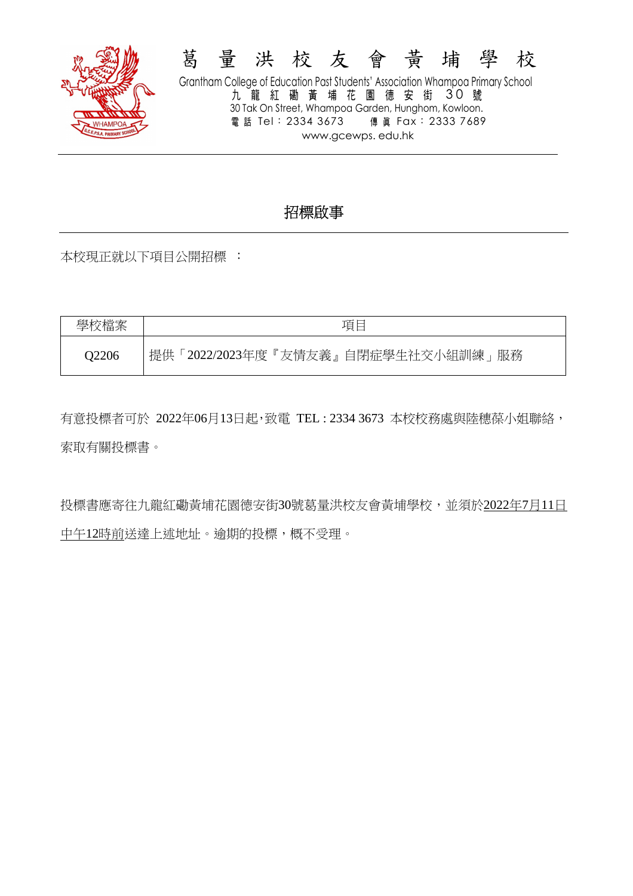# 葛 量 洪 校 友 會 黃 埔 學 校

Grantham College of Education Past Students' Association Whampoa Primary School
九 龍 紅 磡 黃 埔 花 園 德 安 街 30 號
30 Tak On Street, Whampoa Garden, Hunghom, Kowloon.
電 話 Tel：2334 3673　　傳 真 Fax：2333 7689
www.gcewps. edu.hk

## 招標啟事

本校現正就以下項目公開招標 ：

| 學校檔案 | 項目 |
| --- | --- |
| Q2206 | 提供「2022/2023年度『友情友義』自閉症學生社交小組訓練」服務 |

有意投標者可於 2022年06月13日起，致電 TEL : 2334 3673 本校校務處與陸穗葆小姐聯絡，索取有關投標書。

投標書應寄往九龍紅磡黃埔花園德安街30號葛量洪校友會黃埔學校，並須於2022年7月11日中午12時前送達上述地址。逾期的投標，概不受理。